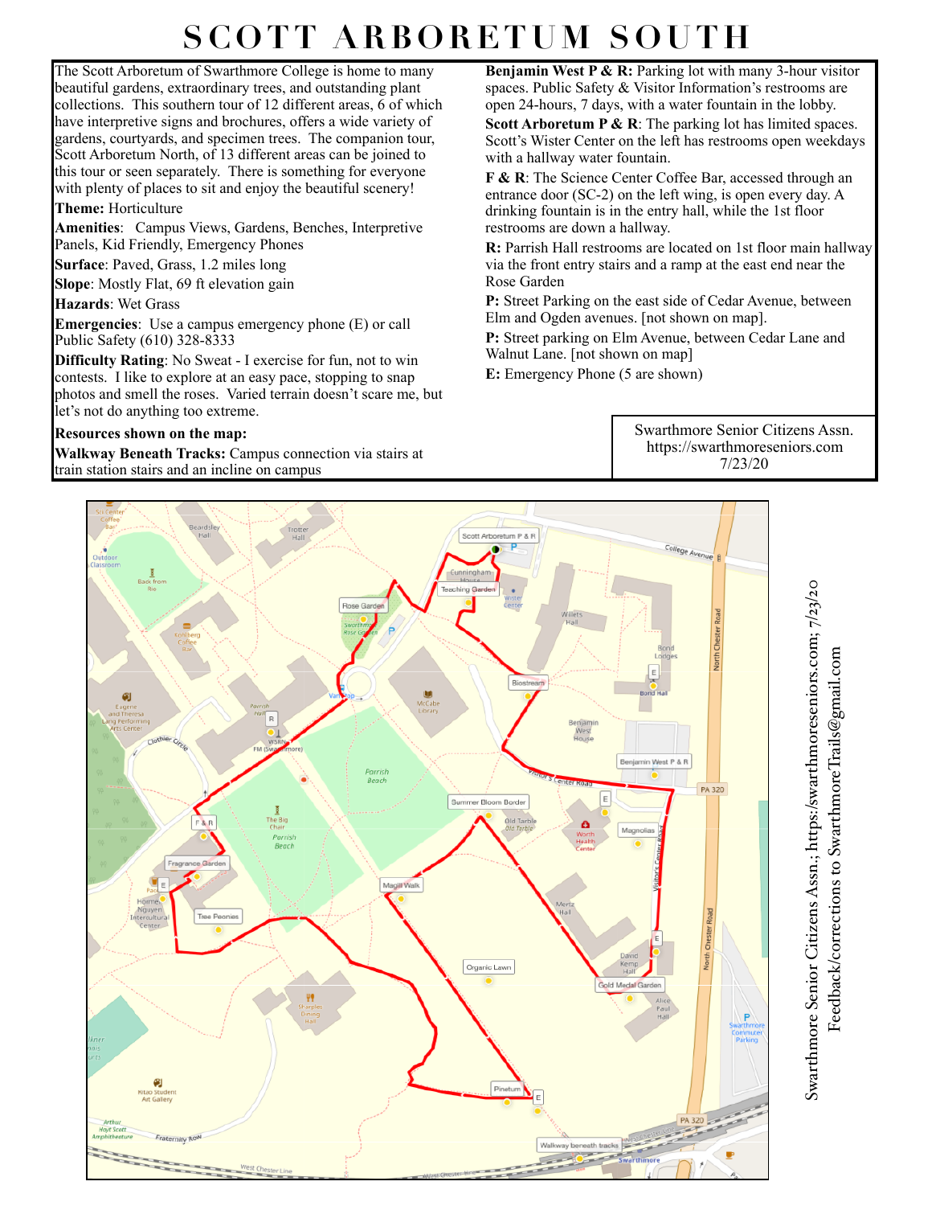# SCOTT ARBORETUM SOUTH

The Scott Arboretum of Swarthmore College is home to many beautiful gardens, extraordinary trees, and outstanding plant collections. This southern tour of 12 different areas, 6 of which have interpretive signs and brochures, offers a wide variety of gardens, courtyards, and specimen trees. The companion tour, Scott Arboretum North, of 13 different areas can be joined to this tour or seen separately. There is something for everyone with plenty of places to sit and enjoy the beautiful scenery!

**Theme:** Horticulture

**Amenities**: Campus Views, Gardens, Benches, Interpretive Panels, Kid Friendly, Emergency Phones

**Surface**: Paved, Grass, 1.2 miles long

**Slope**: Mostly Flat, 69 ft elevation gain

**Hazards**: Wet Grass

**Emergencies**: Use a campus emergency phone (E) or call Public Safety (610) 328-8333

**Difficulty Rating**: No Sweat - I exercise for fun, not to win contests. I like to explore at an easy pace, stopping to snap photos and smell the roses. Varied terrain doesn't scare me, but let's not do anything too extreme.

**Resources shown on the map:**

**Walkway Beneath Tracks:** Campus connection via stairs at train station stairs and an incline on campus

**Benjamin West P & R:** Parking lot with many 3-hour visitor spaces. Public Safety & Visitor Information's restrooms are open 24-hours, 7 days, with a water fountain in the lobby.

**Scott Arboretum P & R**: The parking lot has limited spaces. Scott's Wister Center on the left has restrooms open weekdays with a hallway water fountain.

**F & R**: The Science Center Coffee Bar, accessed through an entrance door (SC-2) on the left wing, is open every day. A drinking fountain is in the entry hall, while the 1st floor restrooms are down a hallway.

**R:** Parrish Hall restrooms are located on 1st floor main hallway via the front entry stairs and a ramp at the east end near the Rose Garden

**P:** Street Parking on the east side of Cedar Avenue, between Elm and Ogden avenues. [not shown on map].

**P:** Street parking on Elm Avenue, between Cedar Lane and Walnut Lane. [not shown on map]

**E:** Emergency Phone (5 are shown)

Swarthmore Senior Citizens Assn.
https://swarthmoreseniors.com
7/23/20

Swarthmore Senior Citizens Assn.; https://swarthmoreseniors.com; 7/23/20
Feedback/corrections to SwarthmoreTrails@gmail.com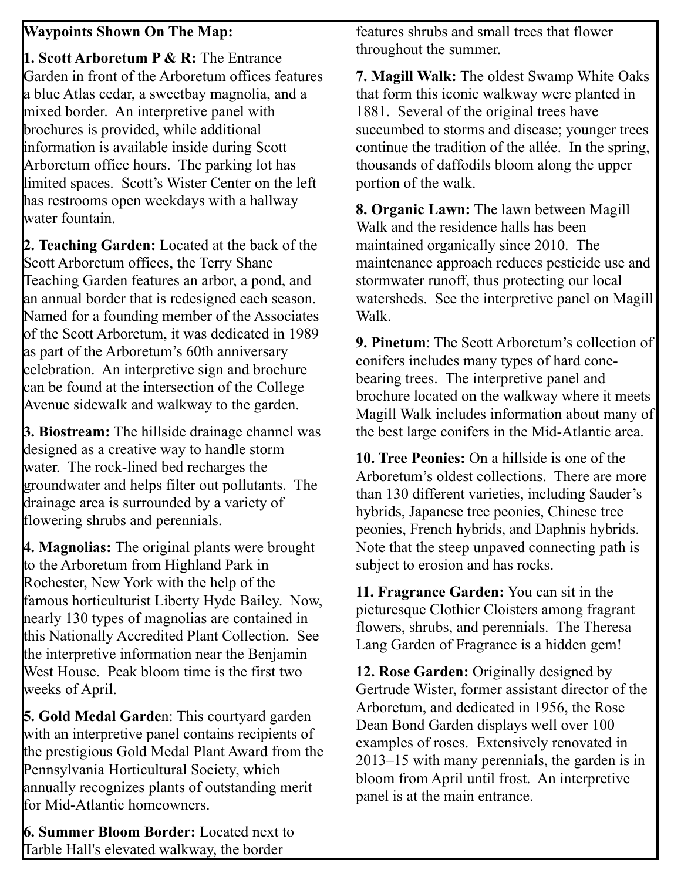**Waypoints Shown On The Map:**

**1. Scott Arboretum P & R:** The Entrance Garden in front of the Arboretum offices features a blue Atlas cedar, a sweetbay magnolia, and a mixed border. An interpretive panel with brochures is provided, while additional information is available inside during Scott Arboretum office hours. The parking lot has limited spaces. Scott's Wister Center on the left has restrooms open weekdays with a hallway water fountain.

**2. Teaching Garden:** Located at the back of the Scott Arboretum offices, the Terry Shane Teaching Garden features an arbor, a pond, and an annual border that is redesigned each season. Named for a founding member of the Associates of the Scott Arboretum, it was dedicated in 1989 as part of the Arboretum's 60th anniversary celebration. An interpretive sign and brochure can be found at the intersection of the College Avenue sidewalk and walkway to the garden.

**3. Biostream:** The hillside drainage channel was designed as a creative way to handle storm water. The rock-lined bed recharges the groundwater and helps filter out pollutants. The drainage area is surrounded by a variety of flowering shrubs and perennials.

**4. Magnolias:** The original plants were brought to the Arboretum from Highland Park in Rochester, New York with the help of the famous horticulturist Liberty Hyde Bailey. Now, nearly 130 types of magnolias are contained in this Nationally Accredited Plant Collection. See the interpretive information near the Benjamin West House. Peak bloom time is the first two weeks of April.

**5. Gold Medal Garde**n: This courtyard garden with an interpretive panel contains recipients of the prestigious Gold Medal Plant Award from the Pennsylvania Horticultural Society, which annually recognizes plants of outstanding merit for Mid-Atlantic homeowners.

**6. Summer Bloom Border:** Located next to Tarble Hall's elevated walkway, the border features shrubs and small trees that flower throughout the summer.

**7. Magill Walk:** The oldest Swamp White Oaks that form this iconic walkway were planted in 1881. Several of the original trees have succumbed to storms and disease; younger trees continue the tradition of the allée. In the spring, thousands of daffodils bloom along the upper portion of the walk.

**8. Organic Lawn:** The lawn between Magill Walk and the residence halls has been maintained organically since 2010. The maintenance approach reduces pesticide use and stormwater runoff, thus protecting our local watersheds. See the interpretive panel on Magill Walk.

**9. Pinetum**: The Scott Arboretum's collection of conifers includes many types of hard cone-bearing trees. The interpretive panel and brochure located on the walkway where it meets Magill Walk includes information about many of the best large conifers in the Mid-Atlantic area.

**10. Tree Peonies:** On a hillside is one of the Arboretum's oldest collections. There are more than 130 different varieties, including Sauder's hybrids, Japanese tree peonies, Chinese tree peonies, French hybrids, and Daphnis hybrids. Note that the steep unpaved connecting path is subject to erosion and has rocks.

**11. Fragrance Garden:** You can sit in the picturesque Clothier Cloisters among fragrant flowers, shrubs, and perennials. The Theresa Lang Garden of Fragrance is a hidden gem!

**12. Rose Garden:** Originally designed by Gertrude Wister, former assistant director of the Arboretum, and dedicated in 1956, the Rose Dean Bond Garden displays well over 100 examples of roses. Extensively renovated in 2013–15 with many perennials, the garden is in bloom from April until frost. An interpretive panel is at the main entrance.